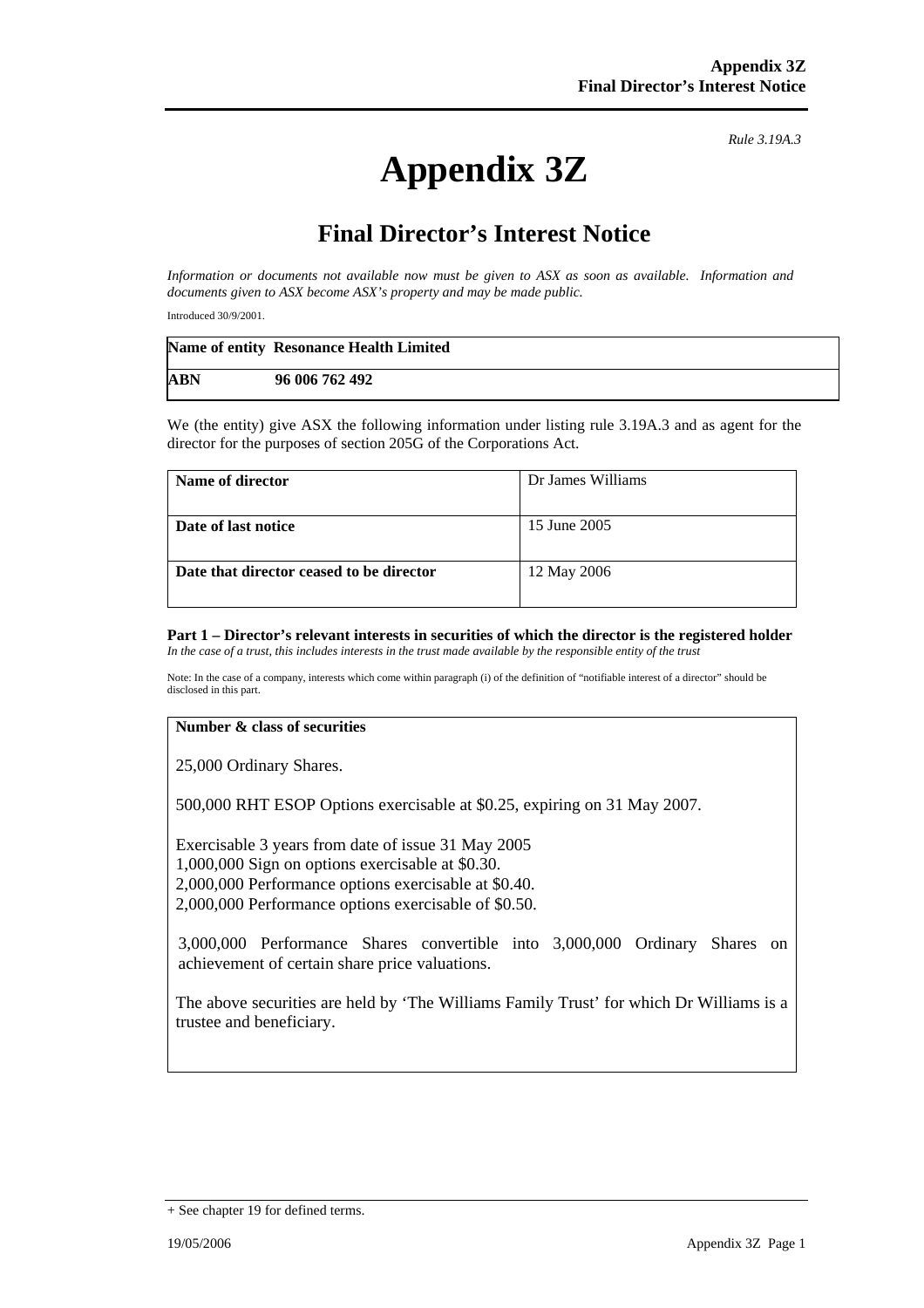*Rule 3.19A.3*

# Appendix 3Z

## Final Director's Interest Notice

*Information or documents not available now must be given to ASX as soon as available. Information and documents given to ASX become ASX's property and may be made public.*

Introduced 30/9/2001.

| **Name of entity** | **Resonance Health Limited** |
|---|---|
| **ABN** | **96 006 762 492** |

We (the entity) give ASX the following information under listing rule 3.19A.3 and as agent for the director for the purposes of section 205G of the Corporations Act.

| **Name of director** | Dr James Williams |
|---|---|
| **Date of last notice** | 15 June 2005 |
| **Date that director ceased to be director** | 12 May 2006 |

**Part 1 – Director's relevant interests in securities of which the director is the registered holder**
*In the case of a trust, this includes interests in the trust made available by the responsible entity of the trust*

Note: In the case of a company, interests which come within paragraph (i) of the definition of "notifiable interest of a director" should be disclosed in this part.

**Number & class of securities**

25,000 Ordinary Shares.

500,000 RHT ESOP Options exercisable at $0.25, expiring on 31 May 2007.

Exercisable 3 years from date of issue 31 May 2005
1,000,000 Sign on options exercisable at $0.30.
2,000,000 Performance options exercisable at $0.40.
2,000,000 Performance options exercisable of $0.50.

3,000,000 Performance Shares convertible into 3,000,000 Ordinary Shares on achievement of certain share price valuations.

The above securities are held by 'The Williams Family Trust' for which Dr Williams is a trustee and beneficiary.

+ See chapter 19 for defined terms.

19/05/2006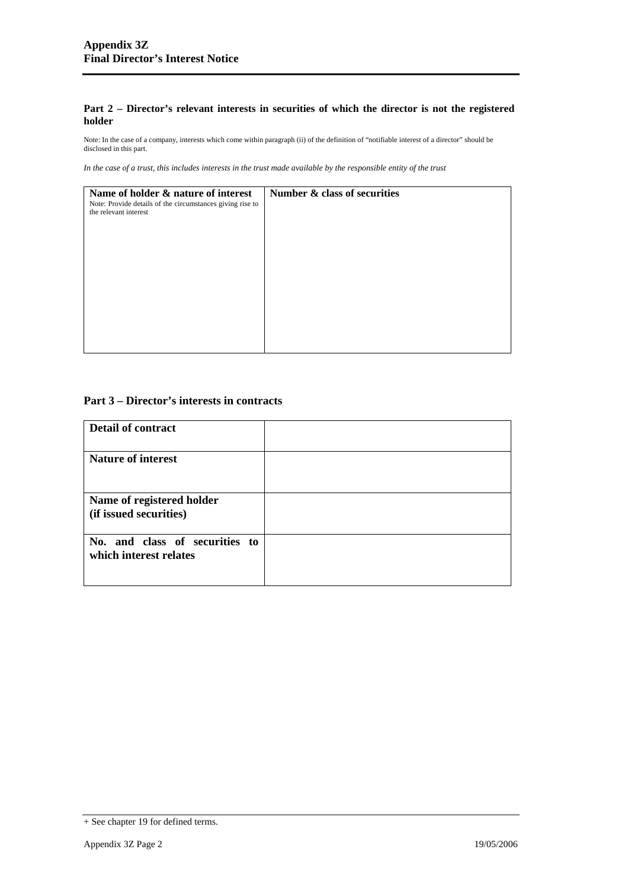## Part 2 – Director's relevant interests in securities of which the director is not the registered holder

Note: In the case of a company, interests which come within paragraph (ii) of the definition of "notifiable interest of a director" should be disclosed in this part.

*In the case of a trust, this includes interests in the trust made available by the responsible entity of the trust*

| **Name of holder & nature of interest**<br>Note: Provide details of the circumstances giving rise to the relevant interest | **Number & class of securities** |
|---|---|
| | |

## Part 3 – Director's interests in contracts

| | |
|---|---|
| **Detail of contract** | |
| **Nature of interest** | |
| **Name of registered holder (if issued securities)** | |
| **No. and class of securities to which interest relates** | |

+ See chapter 19 for defined terms.